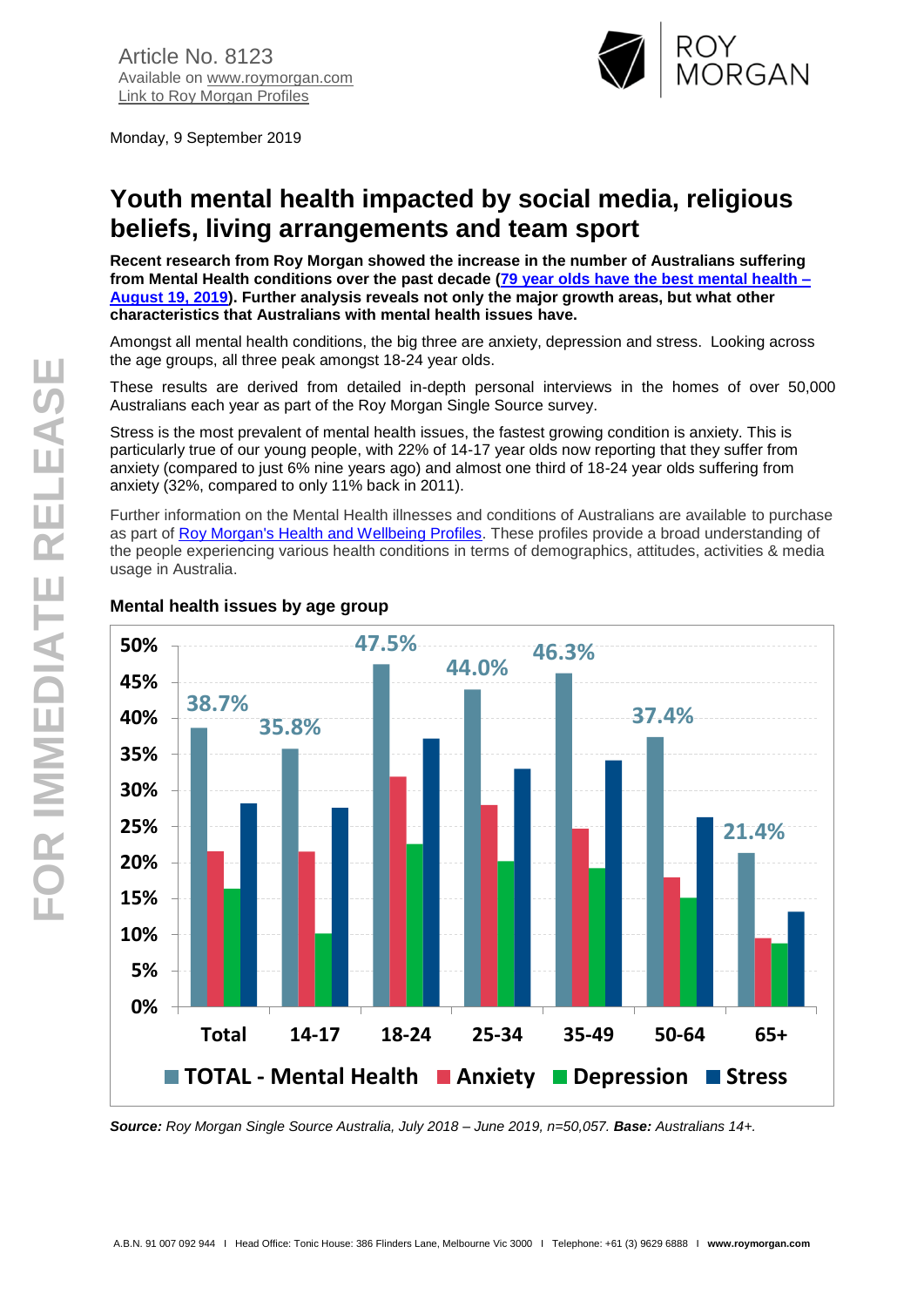Article No. 8123
Available on www.roymorgan.com
Link to Roy Morgan Profiles

Monday, 9 September 2019

# Youth mental health impacted by social media, religious beliefs, living arrangements and team sport

**Recent research from Roy Morgan showed the increase in the number of Australians suffering from Mental Health conditions over the past decade ([79 year olds have the best mental health – August 19, 2019](#)). Further analysis reveals not only the major growth areas, but what other characteristics that Australians with mental health issues have.**

Amongst all mental health conditions, the big three are anxiety, depression and stress. Looking across the age groups, all three peak amongst 18-24 year olds.

These results are derived from detailed in-depth personal interviews in the homes of over 50,000 Australians each year as part of the Roy Morgan Single Source survey.

Stress is the most prevalent of mental health issues, the fastest growing condition is anxiety. This is particularly true of our young people, with 22% of 14-17 year olds now reporting that they suffer from anxiety (compared to just 6% nine years ago) and almost one third of 18-24 year olds suffering from anxiety (32%, compared to only 11% back in 2011).

Further information on the Mental Health illnesses and conditions of Australians are available to purchase as part of Roy Morgan's Health and Wellbeing Profiles. These profiles provide a broad understanding of the people experiencing various health conditions in terms of demographics, attitudes, activities & media usage in Australia.

### Mental health issues by age group

| | Total | 14-17 | 18-24 | 25-34 | 35-49 | 50-64 | 65+ |
|---|---|---|---|---|---|---|---|
| TOTAL - Mental Health | 38.7% | 35.8% | 47.5% | 44.0% | 46.3% | 37.4% | 21.4% |

Legend: TOTAL - Mental Health, Anxiety, Depression, Stress

***Source:*** *Roy Morgan Single Source Australia, July 2018 – June 2019, n=50,057.* ***Base:*** *Australians 14+.*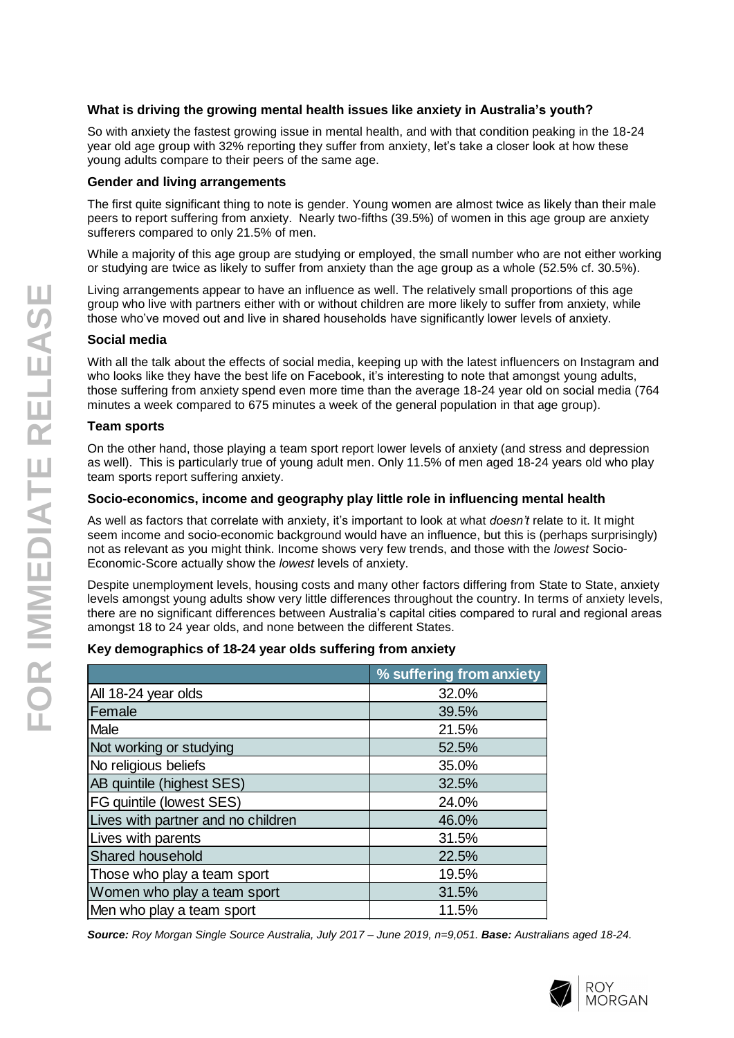### What is driving the growing mental health issues like anxiety in Australia's youth?

So with anxiety the fastest growing issue in mental health, and with that condition peaking in the 18-24 year old age group with 32% reporting they suffer from anxiety, let's take a closer look at how these young adults compare to their peers of the same age.

### Gender and living arrangements

The first quite significant thing to note is gender. Young women are almost twice as likely than their male peers to report suffering from anxiety. Nearly two-fifths (39.5%) of women in this age group are anxiety sufferers compared to only 21.5% of men.

While a majority of this age group are studying or employed, the small number who are not either working or studying are twice as likely to suffer from anxiety than the age group as a whole (52.5% cf. 30.5%).

Living arrangements appear to have an influence as well. The relatively small proportions of this age group who live with partners either with or without children are more likely to suffer from anxiety, while those who've moved out and live in shared households have significantly lower levels of anxiety.

### Social media

With all the talk about the effects of social media, keeping up with the latest influencers on Instagram and who looks like they have the best life on Facebook, it's interesting to note that amongst young adults, those suffering from anxiety spend even more time than the average 18-24 year old on social media (764 minutes a week compared to 675 minutes a week of the general population in that age group).

### Team sports

On the other hand, those playing a team sport report lower levels of anxiety (and stress and depression as well). This is particularly true of young adult men. Only 11.5% of men aged 18-24 years old who play team sports report suffering anxiety.

### Socio-economics, income and geography play little role in influencing mental health

As well as factors that correlate with anxiety, it's important to look at what *doesn't* relate to it. It might seem income and socio-economic background would have an influence, but this is (perhaps surprisingly) not as relevant as you might think. Income shows very few trends, and those with the *lowest* Socio-Economic-Score actually show the *lowest* levels of anxiety.

Despite unemployment levels, housing costs and many other factors differing from State to State, anxiety levels amongst young adults show very little differences throughout the country. In terms of anxiety levels, there are no significant differences between Australia's capital cities compared to rural and regional areas amongst 18 to 24 year olds, and none between the different States.

### Key demographics of 18-24 year olds suffering from anxiety

| | % suffering from anxiety |
|---|---|
| All 18-24 year olds | 32.0% |
| Female | 39.5% |
| Male | 21.5% |
| Not working or studying | 52.5% |
| No religious beliefs | 35.0% |
| AB quintile (highest SES) | 32.5% |
| FG quintile (lowest SES) | 24.0% |
| Lives with partner and no children | 46.0% |
| Lives with parents | 31.5% |
| Shared household | 22.5% |
| Those who play a team sport | 19.5% |
| Women who play a team sport | 31.5% |
| Men who play a team sport | 11.5% |

***Source:*** *Roy Morgan Single Source Australia, July 2017 – June 2019, n=9,051.* ***Base:*** *Australians aged 18-24.*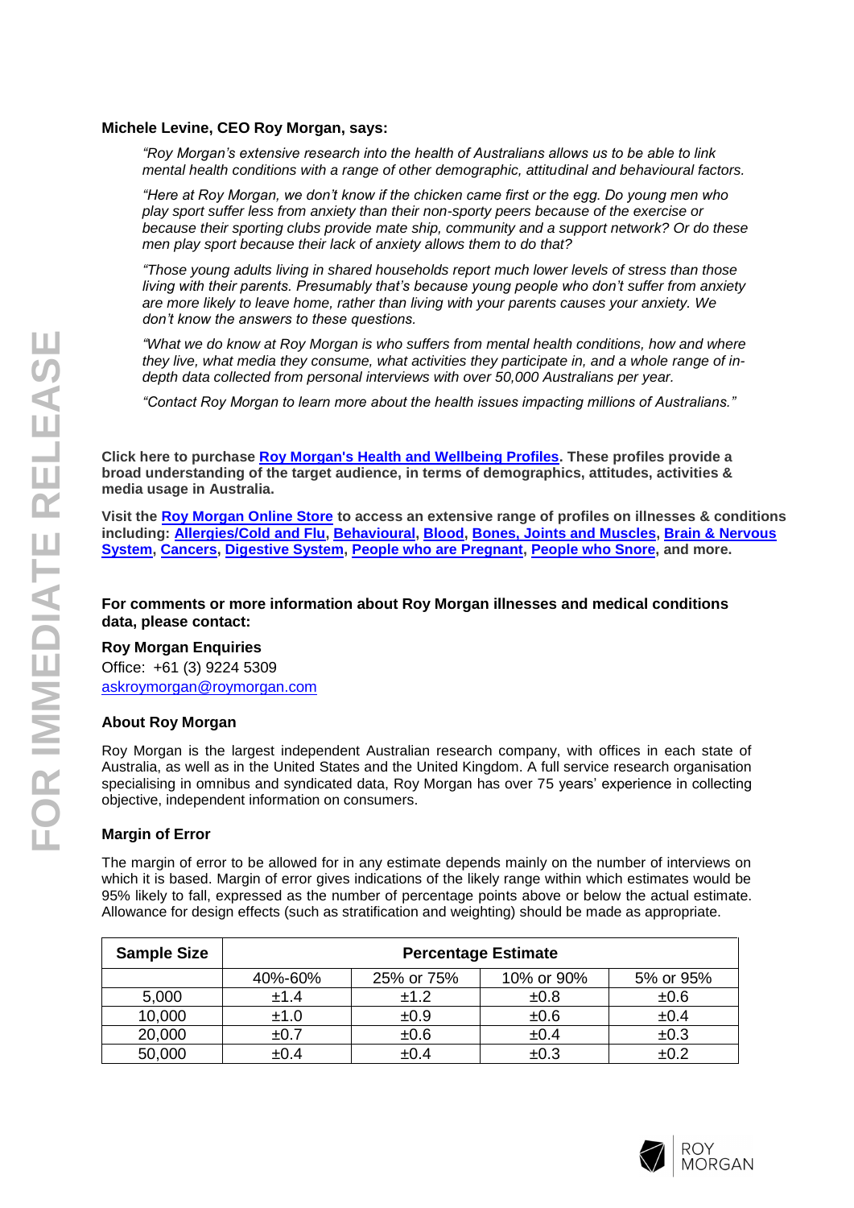**Michele Levine, CEO Roy Morgan, says:**

*"Roy Morgan's extensive research into the health of Australians allows us to be able to link mental health conditions with a range of other demographic, attitudinal and behavioural factors.*

*"Here at Roy Morgan, we don't know if the chicken came first or the egg. Do young men who play sport suffer less from anxiety than their non-sporty peers because of the exercise or because their sporting clubs provide mate ship, community and a support network? Or do these men play sport because their lack of anxiety allows them to do that?*

*"Those young adults living in shared households report much lower levels of stress than those living with their parents. Presumably that's because young people who don't suffer from anxiety are more likely to leave home, rather than living with your parents causes your anxiety. We don't know the answers to these questions.*

*"What we do know at Roy Morgan is who suffers from mental health conditions, how and where they live, what media they consume, what activities they participate in, and a whole range of in-depth data collected from personal interviews with over 50,000 Australians per year.*

*"Contact Roy Morgan to learn more about the health issues impacting millions of Australians."*

**Click here to purchase Roy Morgan's Health and Wellbeing Profiles. These profiles provide a broad understanding of the target audience, in terms of demographics, attitudes, activities & media usage in Australia.**

**Visit the Roy Morgan Online Store to access an extensive range of profiles on illnesses & conditions including: Allergies/Cold and Flu, Behavioural, Blood, Bones, Joints and Muscles, Brain & Nervous System, Cancers, Digestive System, People who are Pregnant, People who Snore, and more.**

**For comments or more information about Roy Morgan illnesses and medical conditions data, please contact:**

**Roy Morgan Enquiries**
Office: +61 (3) 9224 5309
askroymorgan@roymorgan.com

### About Roy Morgan

Roy Morgan is the largest independent Australian research company, with offices in each state of Australia, as well as in the United States and the United Kingdom. A full service research organisation specialising in omnibus and syndicated data, Roy Morgan has over 75 years' experience in collecting objective, independent information on consumers.

### Margin of Error

The margin of error to be allowed for in any estimate depends mainly on the number of interviews on which it is based. Margin of error gives indications of the likely range within which estimates would be 95% likely to fall, expressed as the number of percentage points above or below the actual estimate. Allowance for design effects (such as stratification and weighting) should be made as appropriate.

| Sample Size | Percentage Estimate | | | |
|---|---|---|---|---|
| | 40%-60% | 25% or 75% | 10% or 90% | 5% or 95% |
| 5,000 | ±1.4 | ±1.2 | ±0.8 | ±0.6 |
| 10,000 | ±1.0 | ±0.9 | ±0.6 | ±0.4 |
| 20,000 | ±0.7 | ±0.6 | ±0.4 | ±0.3 |
| 50,000 | ±0.4 | ±0.4 | ±0.3 | ±0.2 |